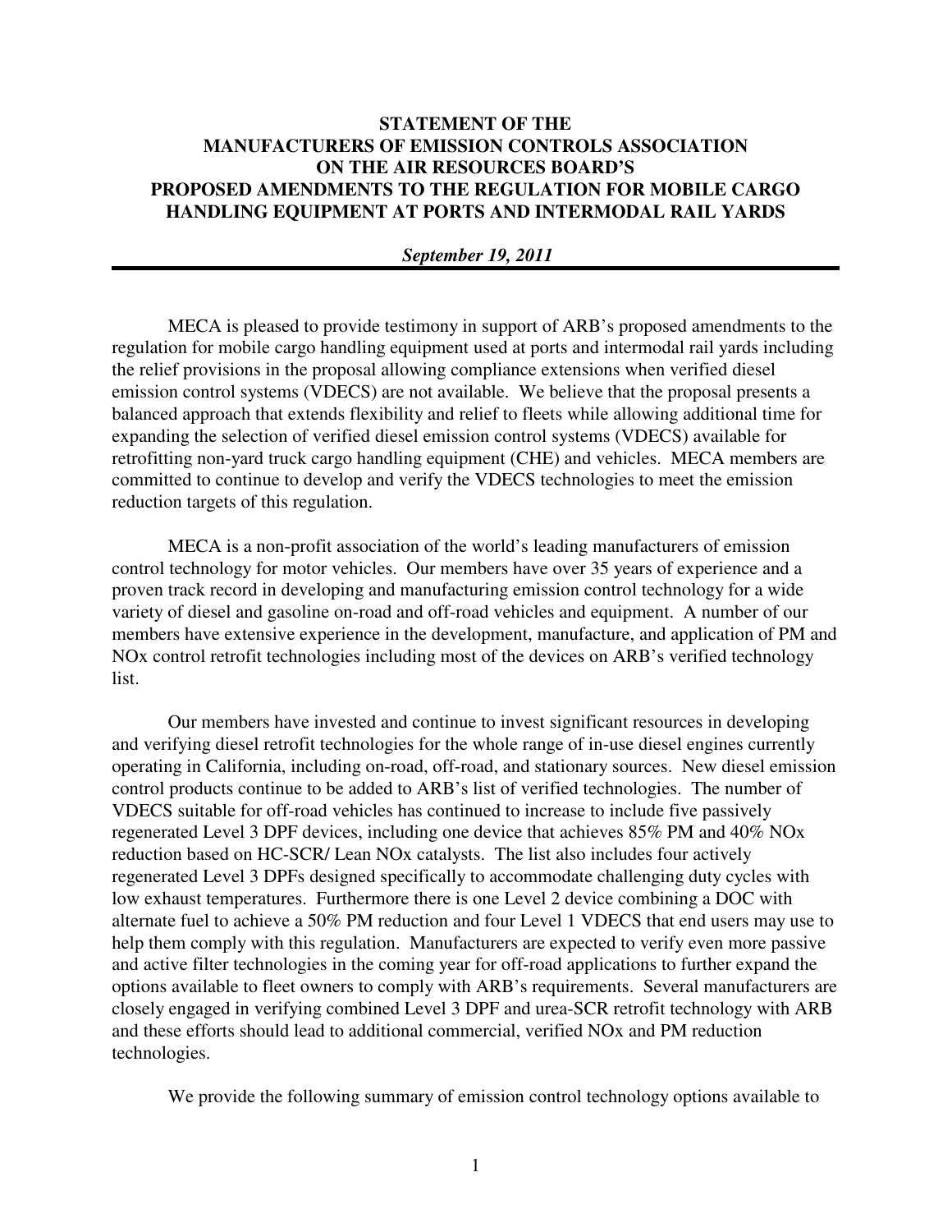# STATEMENT OF THE MANUFACTURERS OF EMISSION CONTROLS ASSOCIATION ON THE AIR RESOURCES BOARD'S PROPOSED AMENDMENTS TO THE REGULATION FOR MOBILE CARGO HANDLING EQUIPMENT AT PORTS AND INTERMODAL RAIL YARDS

***September 19, 2011***

---

MECA is pleased to provide testimony in support of ARB's proposed amendments to the regulation for mobile cargo handling equipment used at ports and intermodal rail yards including the relief provisions in the proposal allowing compliance extensions when verified diesel emission control systems (VDECS) are not available. We believe that the proposal presents a balanced approach that extends flexibility and relief to fleets while allowing additional time for expanding the selection of verified diesel emission control systems (VDECS) available for retrofitting non-yard truck cargo handling equipment (CHE) and vehicles. MECA members are committed to continue to develop and verify the VDECS technologies to meet the emission reduction targets of this regulation.

MECA is a non-profit association of the world's leading manufacturers of emission control technology for motor vehicles. Our members have over 35 years of experience and a proven track record in developing and manufacturing emission control technology for a wide variety of diesel and gasoline on-road and off-road vehicles and equipment. A number of our members have extensive experience in the development, manufacture, and application of PM and NOx control retrofit technologies including most of the devices on ARB's verified technology list.

Our members have invested and continue to invest significant resources in developing and verifying diesel retrofit technologies for the whole range of in-use diesel engines currently operating in California, including on-road, off-road, and stationary sources. New diesel emission control products continue to be added to ARB's list of verified technologies. The number of VDECS suitable for off-road vehicles has continued to increase to include five passively regenerated Level 3 DPF devices, including one device that achieves 85% PM and 40% NOx reduction based on HC-SCR/ Lean NOx catalysts. The list also includes four actively regenerated Level 3 DPFs designed specifically to accommodate challenging duty cycles with low exhaust temperatures. Furthermore there is one Level 2 device combining a DOC with alternate fuel to achieve a 50% PM reduction and four Level 1 VDECS that end users may use to help them comply with this regulation. Manufacturers are expected to verify even more passive and active filter technologies in the coming year for off-road applications to further expand the options available to fleet owners to comply with ARB's requirements. Several manufacturers are closely engaged in verifying combined Level 3 DPF and urea-SCR retrofit technology with ARB and these efforts should lead to additional commercial, verified NOx and PM reduction technologies.

We provide the following summary of emission control technology options available to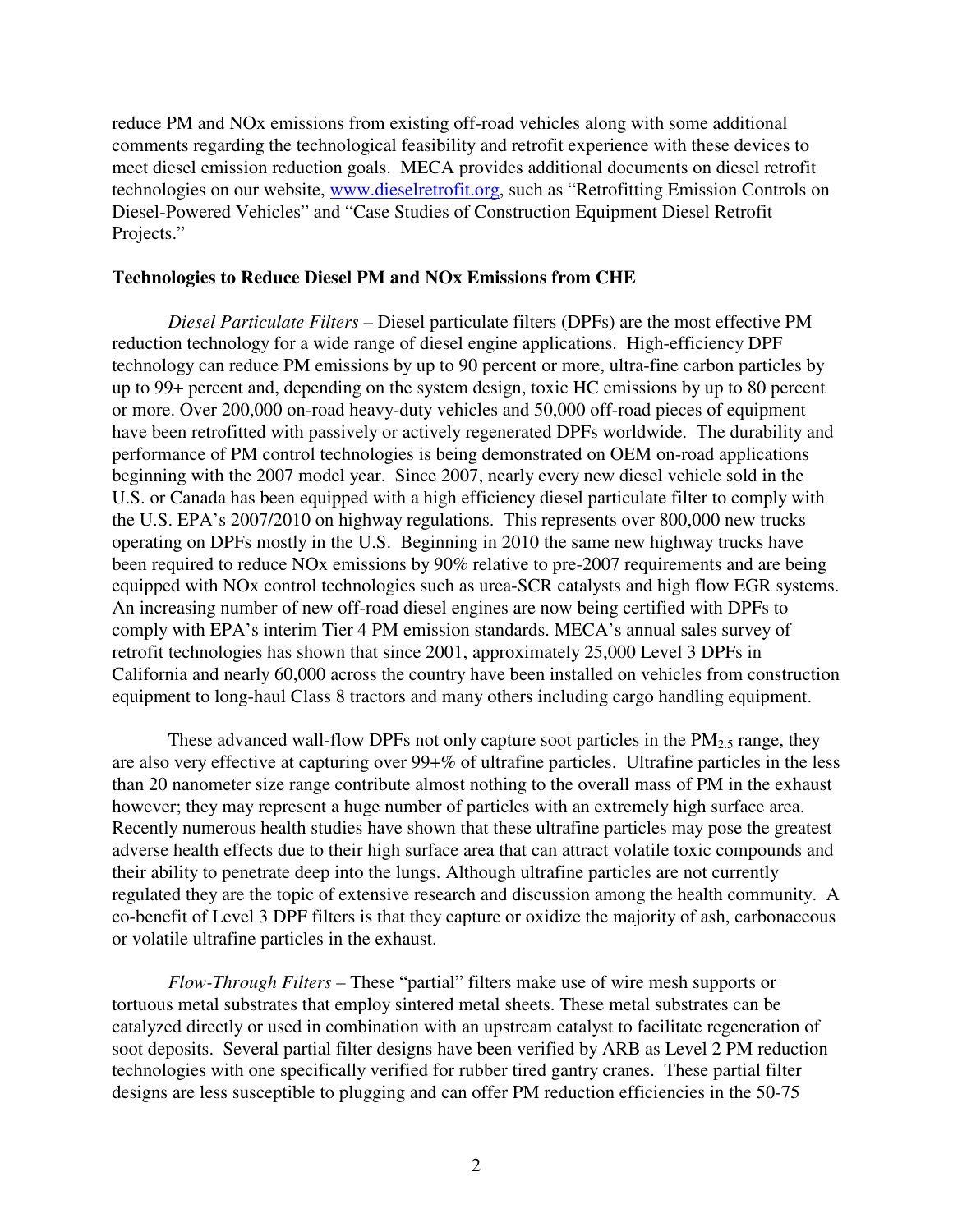reduce PM and NOx emissions from existing off-road vehicles along with some additional comments regarding the technological feasibility and retrofit experience with these devices to meet diesel emission reduction goals. MECA provides additional documents on diesel retrofit technologies on our website, www.dieselretrofit.org, such as "Retrofitting Emission Controls on Diesel-Powered Vehicles" and "Case Studies of Construction Equipment Diesel Retrofit Projects."

**Technologies to Reduce Diesel PM and NOx Emissions from CHE**

*Diesel Particulate Filters* – Diesel particulate filters (DPFs) are the most effective PM reduction technology for a wide range of diesel engine applications. High-efficiency DPF technology can reduce PM emissions by up to 90 percent or more, ultra-fine carbon particles by up to 99+ percent and, depending on the system design, toxic HC emissions by up to 80 percent or more. Over 200,000 on-road heavy-duty vehicles and 50,000 off-road pieces of equipment have been retrofitted with passively or actively regenerated DPFs worldwide. The durability and performance of PM control technologies is being demonstrated on OEM on-road applications beginning with the 2007 model year. Since 2007, nearly every new diesel vehicle sold in the U.S. or Canada has been equipped with a high efficiency diesel particulate filter to comply with the U.S. EPA's 2007/2010 on highway regulations. This represents over 800,000 new trucks operating on DPFs mostly in the U.S. Beginning in 2010 the same new highway trucks have been required to reduce NOx emissions by 90% relative to pre-2007 requirements and are being equipped with NOx control technologies such as urea-SCR catalysts and high flow EGR systems. An increasing number of new off-road diesel engines are now being certified with DPFs to comply with EPA's interim Tier 4 PM emission standards. MECA's annual sales survey of retrofit technologies has shown that since 2001, approximately 25,000 Level 3 DPFs in California and nearly 60,000 across the country have been installed on vehicles from construction equipment to long-haul Class 8 tractors and many others including cargo handling equipment.

These advanced wall-flow DPFs not only capture soot particles in the $PM_{2.5}$ range, they are also very effective at capturing over 99+% of ultrafine particles. Ultrafine particles in the less than 20 nanometer size range contribute almost nothing to the overall mass of PM in the exhaust however; they may represent a huge number of particles with an extremely high surface area. Recently numerous health studies have shown that these ultrafine particles may pose the greatest adverse health effects due to their high surface area that can attract volatile toxic compounds and their ability to penetrate deep into the lungs. Although ultrafine particles are not currently regulated they are the topic of extensive research and discussion among the health community. A co-benefit of Level 3 DPF filters is that they capture or oxidize the majority of ash, carbonaceous or volatile ultrafine particles in the exhaust.

*Flow-Through Filters* – These "partial" filters make use of wire mesh supports or tortuous metal substrates that employ sintered metal sheets. These metal substrates can be catalyzed directly or used in combination with an upstream catalyst to facilitate regeneration of soot deposits. Several partial filter designs have been verified by ARB as Level 2 PM reduction technologies with one specifically verified for rubber tired gantry cranes. These partial filter designs are less susceptible to plugging and can offer PM reduction efficiencies in the 50-75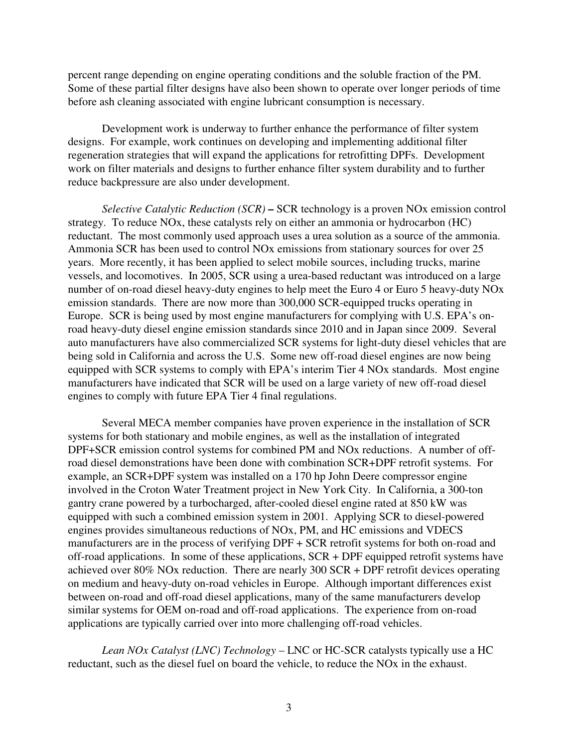percent range depending on engine operating conditions and the soluble fraction of the PM. Some of these partial filter designs have also been shown to operate over longer periods of time before ash cleaning associated with engine lubricant consumption is necessary.

Development work is underway to further enhance the performance of filter system designs. For example, work continues on developing and implementing additional filter regeneration strategies that will expand the applications for retrofitting DPFs. Development work on filter materials and designs to further enhance filter system durability and to further reduce backpressure are also under development.

*Selective Catalytic Reduction (SCR)* – SCR technology is a proven NOx emission control strategy. To reduce NOx, these catalysts rely on either an ammonia or hydrocarbon (HC) reductant. The most commonly used approach uses a urea solution as a source of the ammonia. Ammonia SCR has been used to control NOx emissions from stationary sources for over 25 years. More recently, it has been applied to select mobile sources, including trucks, marine vessels, and locomotives. In 2005, SCR using a urea-based reductant was introduced on a large number of on-road diesel heavy-duty engines to help meet the Euro 4 or Euro 5 heavy-duty NOx emission standards. There are now more than 300,000 SCR-equipped trucks operating in Europe. SCR is being used by most engine manufacturers for complying with U.S. EPA's on-road heavy-duty diesel engine emission standards since 2010 and in Japan since 2009. Several auto manufacturers have also commercialized SCR systems for light-duty diesel vehicles that are being sold in California and across the U.S. Some new off-road diesel engines are now being equipped with SCR systems to comply with EPA's interim Tier 4 NOx standards. Most engine manufacturers have indicated that SCR will be used on a large variety of new off-road diesel engines to comply with future EPA Tier 4 final regulations.

Several MECA member companies have proven experience in the installation of SCR systems for both stationary and mobile engines, as well as the installation of integrated DPF+SCR emission control systems for combined PM and NOx reductions. A number of off-road diesel demonstrations have been done with combination SCR+DPF retrofit systems. For example, an SCR+DPF system was installed on a 170 hp John Deere compressor engine involved in the Croton Water Treatment project in New York City. In California, a 300-ton gantry crane powered by a turbocharged, after-cooled diesel engine rated at 850 kW was equipped with such a combined emission system in 2001. Applying SCR to diesel-powered engines provides simultaneous reductions of NOx, PM, and HC emissions and VDECS manufacturers are in the process of verifying DPF + SCR retrofit systems for both on-road and off-road applications. In some of these applications, SCR + DPF equipped retrofit systems have achieved over 80% NOx reduction. There are nearly 300 SCR + DPF retrofit devices operating on medium and heavy-duty on-road vehicles in Europe. Although important differences exist between on-road and off-road diesel applications, many of the same manufacturers develop similar systems for OEM on-road and off-road applications. The experience from on-road applications are typically carried over into more challenging off-road vehicles.

*Lean NOx Catalyst (LNC) Technology* – LNC or HC-SCR catalysts typically use a HC reductant, such as the diesel fuel on board the vehicle, to reduce the NOx in the exhaust.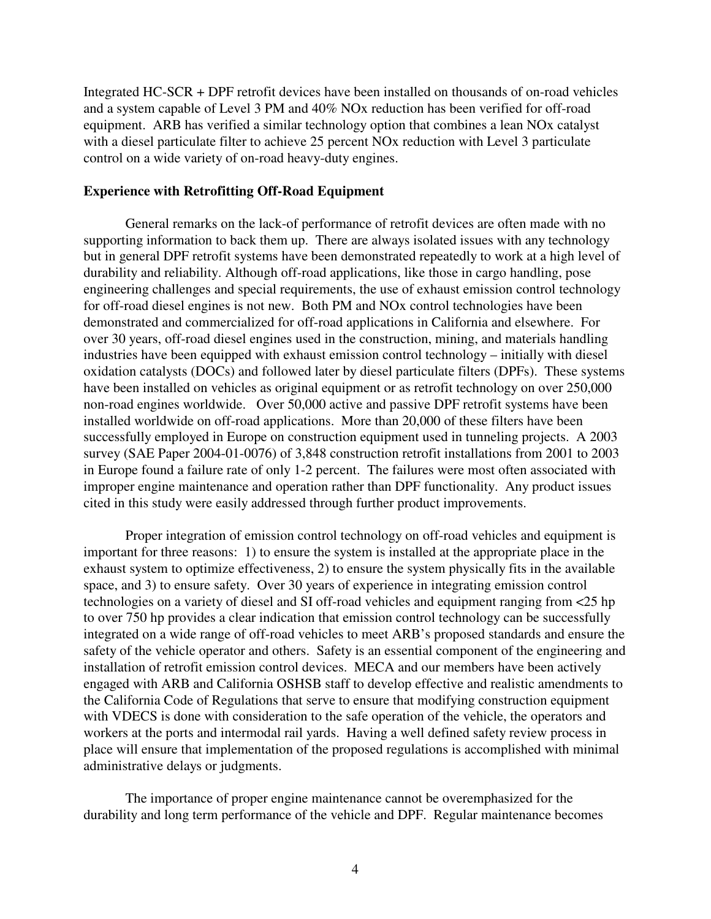Integrated HC-SCR + DPF retrofit devices have been installed on thousands of on-road vehicles and a system capable of Level 3 PM and 40% NOx reduction has been verified for off-road equipment. ARB has verified a similar technology option that combines a lean NOx catalyst with a diesel particulate filter to achieve 25 percent NOx reduction with Level 3 particulate control on a wide variety of on-road heavy-duty engines.

**Experience with Retrofitting Off-Road Equipment**

General remarks on the lack-of performance of retrofit devices are often made with no supporting information to back them up. There are always isolated issues with any technology but in general DPF retrofit systems have been demonstrated repeatedly to work at a high level of durability and reliability. Although off-road applications, like those in cargo handling, pose engineering challenges and special requirements, the use of exhaust emission control technology for off-road diesel engines is not new. Both PM and NOx control technologies have been demonstrated and commercialized for off-road applications in California and elsewhere. For over 30 years, off-road diesel engines used in the construction, mining, and materials handling industries have been equipped with exhaust emission control technology – initially with diesel oxidation catalysts (DOCs) and followed later by diesel particulate filters (DPFs). These systems have been installed on vehicles as original equipment or as retrofit technology on over 250,000 non-road engines worldwide. Over 50,000 active and passive DPF retrofit systems have been installed worldwide on off-road applications. More than 20,000 of these filters have been successfully employed in Europe on construction equipment used in tunneling projects. A 2003 survey (SAE Paper 2004-01-0076) of 3,848 construction retrofit installations from 2001 to 2003 in Europe found a failure rate of only 1-2 percent. The failures were most often associated with improper engine maintenance and operation rather than DPF functionality. Any product issues cited in this study were easily addressed through further product improvements.

Proper integration of emission control technology on off-road vehicles and equipment is important for three reasons: 1) to ensure the system is installed at the appropriate place in the exhaust system to optimize effectiveness, 2) to ensure the system physically fits in the available space, and 3) to ensure safety. Over 30 years of experience in integrating emission control technologies on a variety of diesel and SI off-road vehicles and equipment ranging from <25 hp to over 750 hp provides a clear indication that emission control technology can be successfully integrated on a wide range of off-road vehicles to meet ARB's proposed standards and ensure the safety of the vehicle operator and others. Safety is an essential component of the engineering and installation of retrofit emission control devices. MECA and our members have been actively engaged with ARB and California OSHSB staff to develop effective and realistic amendments to the California Code of Regulations that serve to ensure that modifying construction equipment with VDECS is done with consideration to the safe operation of the vehicle, the operators and workers at the ports and intermodal rail yards. Having a well defined safety review process in place will ensure that implementation of the proposed regulations is accomplished with minimal administrative delays or judgments.

The importance of proper engine maintenance cannot be overemphasized for the durability and long term performance of the vehicle and DPF. Regular maintenance becomes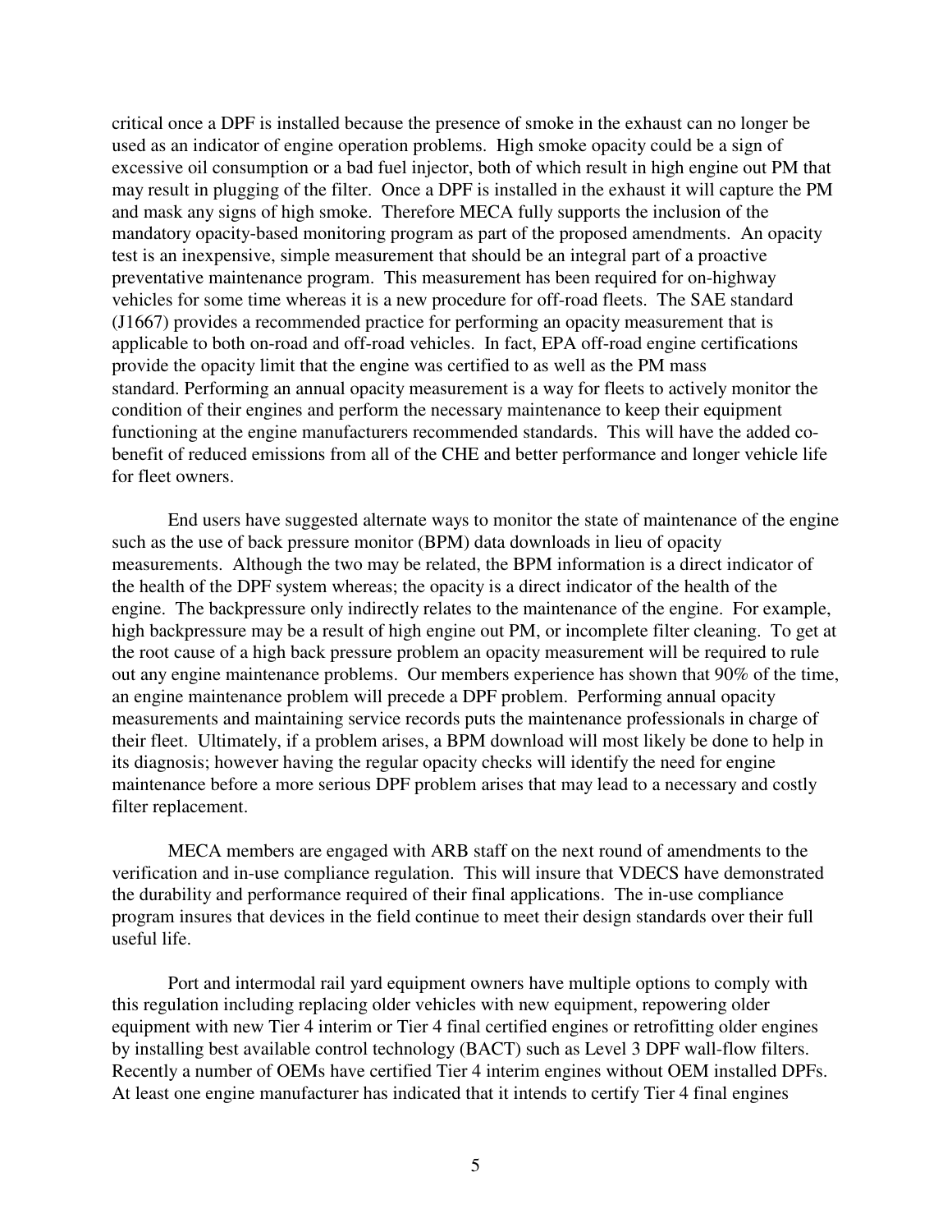critical once a DPF is installed because the presence of smoke in the exhaust can no longer be used as an indicator of engine operation problems. High smoke opacity could be a sign of excessive oil consumption or a bad fuel injector, both of which result in high engine out PM that may result in plugging of the filter. Once a DPF is installed in the exhaust it will capture the PM and mask any signs of high smoke. Therefore MECA fully supports the inclusion of the mandatory opacity-based monitoring program as part of the proposed amendments. An opacity test is an inexpensive, simple measurement that should be an integral part of a proactive preventative maintenance program. This measurement has been required for on-highway vehicles for some time whereas it is a new procedure for off-road fleets. The SAE standard (J1667) provides a recommended practice for performing an opacity measurement that is applicable to both on-road and off-road vehicles. In fact, EPA off-road engine certifications provide the opacity limit that the engine was certified to as well as the PM mass standard. Performing an annual opacity measurement is a way for fleets to actively monitor the condition of their engines and perform the necessary maintenance to keep their equipment functioning at the engine manufacturers recommended standards. This will have the added co-benefit of reduced emissions from all of the CHE and better performance and longer vehicle life for fleet owners.

End users have suggested alternate ways to monitor the state of maintenance of the engine such as the use of back pressure monitor (BPM) data downloads in lieu of opacity measurements. Although the two may be related, the BPM information is a direct indicator of the health of the DPF system whereas; the opacity is a direct indicator of the health of the engine. The backpressure only indirectly relates to the maintenance of the engine. For example, high backpressure may be a result of high engine out PM, or incomplete filter cleaning. To get at the root cause of a high back pressure problem an opacity measurement will be required to rule out any engine maintenance problems. Our members experience has shown that 90% of the time, an engine maintenance problem will precede a DPF problem. Performing annual opacity measurements and maintaining service records puts the maintenance professionals in charge of their fleet. Ultimately, if a problem arises, a BPM download will most likely be done to help in its diagnosis; however having the regular opacity checks will identify the need for engine maintenance before a more serious DPF problem arises that may lead to a necessary and costly filter replacement.

MECA members are engaged with ARB staff on the next round of amendments to the verification and in-use compliance regulation. This will insure that VDECS have demonstrated the durability and performance required of their final applications. The in-use compliance program insures that devices in the field continue to meet their design standards over their full useful life.

Port and intermodal rail yard equipment owners have multiple options to comply with this regulation including replacing older vehicles with new equipment, repowering older equipment with new Tier 4 interim or Tier 4 final certified engines or retrofitting older engines by installing best available control technology (BACT) such as Level 3 DPF wall-flow filters. Recently a number of OEMs have certified Tier 4 interim engines without OEM installed DPFs. At least one engine manufacturer has indicated that it intends to certify Tier 4 final engines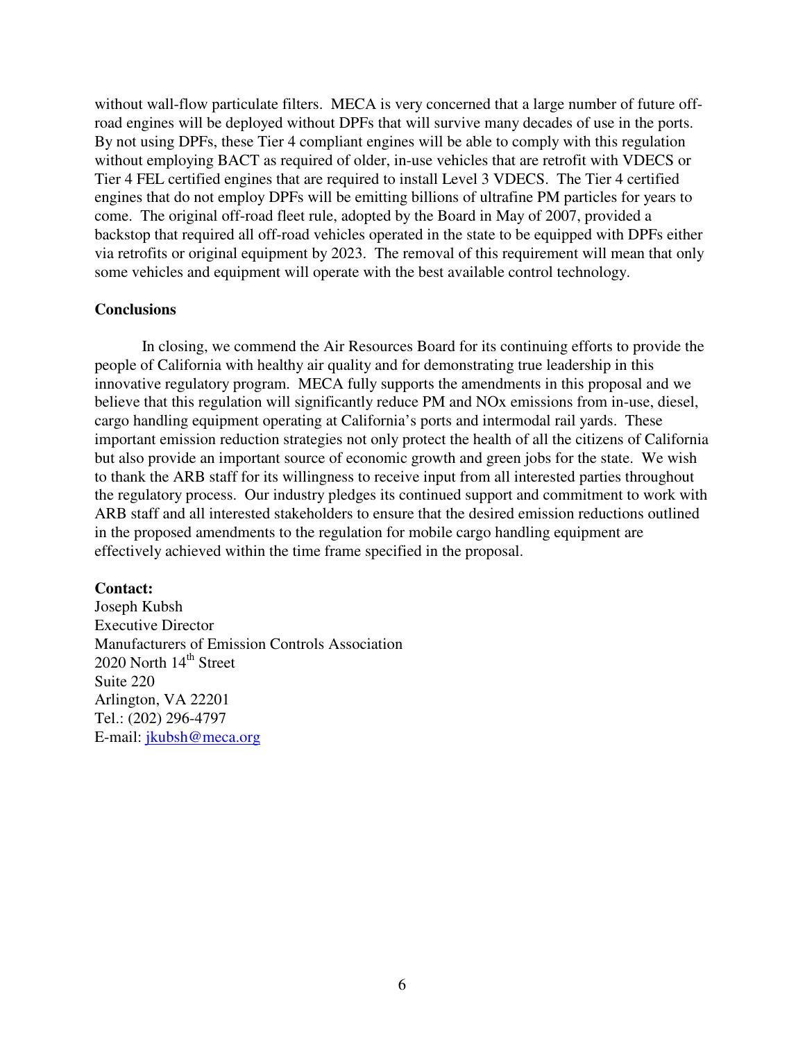without wall-flow particulate filters. MECA is very concerned that a large number of future off-road engines will be deployed without DPFs that will survive many decades of use in the ports. By not using DPFs, these Tier 4 compliant engines will be able to comply with this regulation without employing BACT as required of older, in-use vehicles that are retrofit with VDECS or Tier 4 FEL certified engines that are required to install Level 3 VDECS. The Tier 4 certified engines that do not employ DPFs will be emitting billions of ultrafine PM particles for years to come. The original off-road fleet rule, adopted by the Board in May of 2007, provided a backstop that required all off-road vehicles operated in the state to be equipped with DPFs either via retrofits or original equipment by 2023. The removal of this requirement will mean that only some vehicles and equipment will operate with the best available control technology.

**Conclusions**

In closing, we commend the Air Resources Board for its continuing efforts to provide the people of California with healthy air quality and for demonstrating true leadership in this innovative regulatory program. MECA fully supports the amendments in this proposal and we believe that this regulation will significantly reduce PM and NOx emissions from in-use, diesel, cargo handling equipment operating at California's ports and intermodal rail yards. These important emission reduction strategies not only protect the health of all the citizens of California but also provide an important source of economic growth and green jobs for the state. We wish to thank the ARB staff for its willingness to receive input from all interested parties throughout the regulatory process. Our industry pledges its continued support and commitment to work with ARB staff and all interested stakeholders to ensure that the desired emission reductions outlined in the proposed amendments to the regulation for mobile cargo handling equipment are effectively achieved within the time frame specified in the proposal.

**Contact:**
Joseph Kubsh
Executive Director
Manufacturers of Emission Controls Association
2020 North 14th Street
Suite 220
Arlington, VA 22201
Tel.: (202) 296-4797
E-mail: jkubsh@meca.org